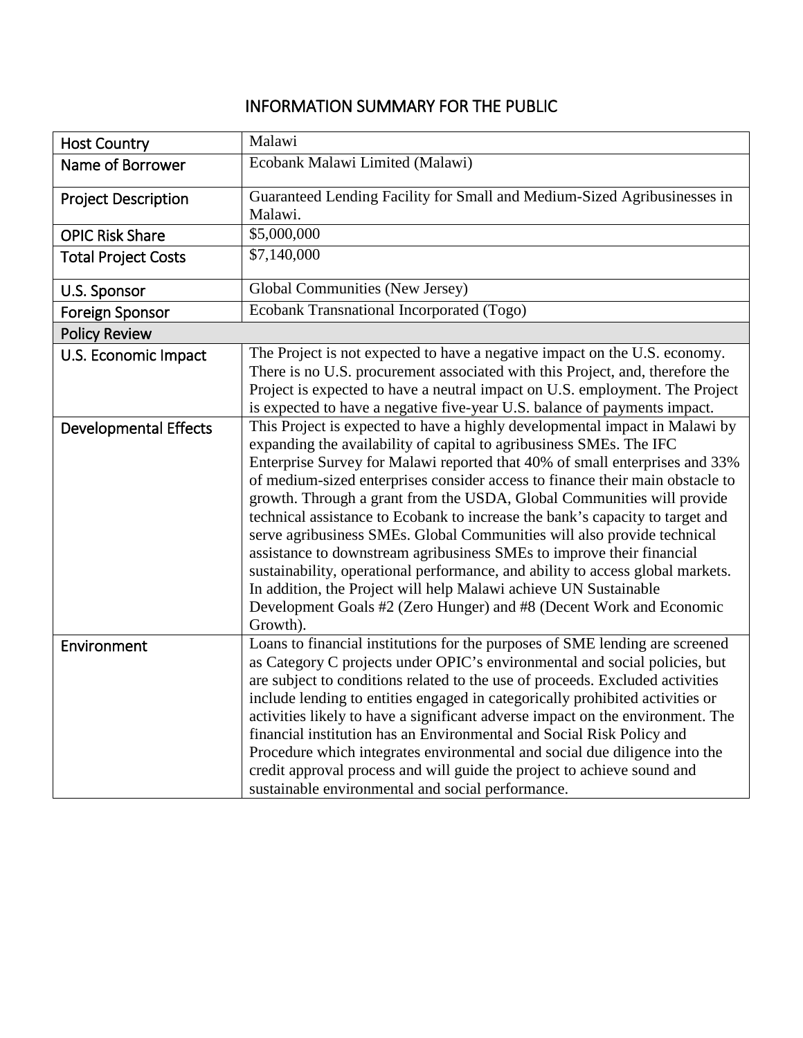# INFORMATION SUMMARY FOR THE PUBLIC

| | |
|---|---|
| Host Country | Malawi |
| Name of Borrower | Ecobank Malawi Limited (Malawi) |
| Project Description | Guaranteed Lending Facility for Small and Medium-Sized Agribusinesses in Malawi. |
| OPIC Risk Share | $5,000,000 |
| Total Project Costs | $7,140,000 |
| U.S. Sponsor | Global Communities (New Jersey) |
| Foreign Sponsor | Ecobank Transnational Incorporated (Togo) |
| **Policy Review** | |
| U.S. Economic Impact | The Project is not expected to have a negative impact on the U.S. economy. There is no U.S. procurement associated with this Project, and, therefore the Project is expected to have a neutral impact on U.S. employment. The Project is expected to have a negative five-year U.S. balance of payments impact. |
| Developmental Effects | This Project is expected to have a highly developmental impact in Malawi by expanding the availability of capital to agribusiness SMEs. The IFC Enterprise Survey for Malawi reported that 40% of small enterprises and 33% of medium-sized enterprises consider access to finance their main obstacle to growth. Through a grant from the USDA, Global Communities will provide technical assistance to Ecobank to increase the bank's capacity to target and serve agribusiness SMEs. Global Communities will also provide technical assistance to downstream agribusiness SMEs to improve their financial sustainability, operational performance, and ability to access global markets. In addition, the Project will help Malawi achieve UN Sustainable Development Goals #2 (Zero Hunger) and #8 (Decent Work and Economic Growth). |
| Environment | Loans to financial institutions for the purposes of SME lending are screened as Category C projects under OPIC's environmental and social policies, but are subject to conditions related to the use of proceeds. Excluded activities include lending to entities engaged in categorically prohibited activities or activities likely to have a significant adverse impact on the environment. The financial institution has an Environmental and Social Risk Policy and Procedure which integrates environmental and social due diligence into the credit approval process and will guide the project to achieve sound and sustainable environmental and social performance. |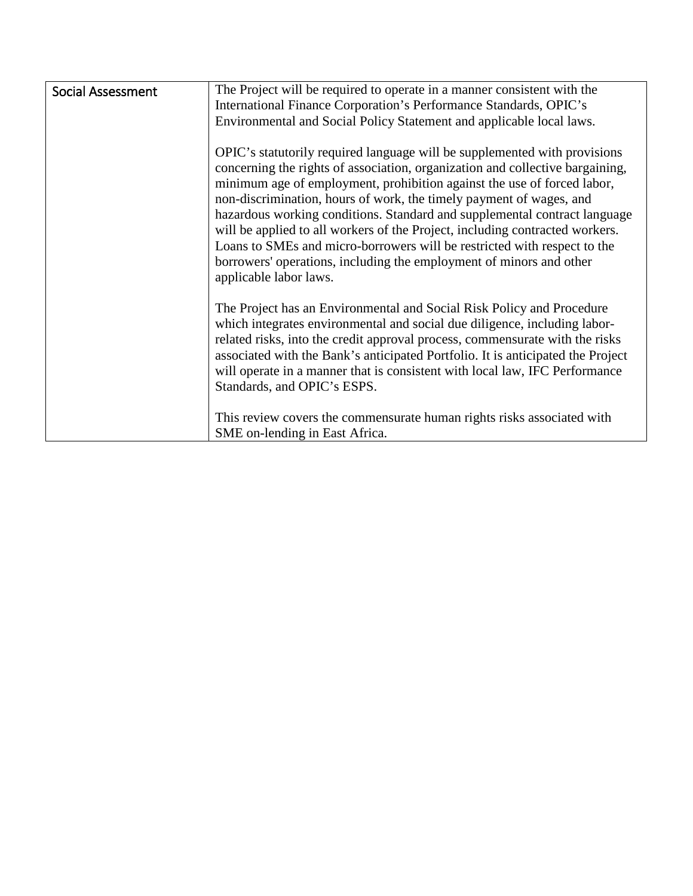| | |
|---|---|
| Social Assessment | The Project will be required to operate in a manner consistent with the International Finance Corporation's Performance Standards, OPIC's Environmental and Social Policy Statement and applicable local laws.<br><br>OPIC's statutorily required language will be supplemented with provisions concerning the rights of association, organization and collective bargaining, minimum age of employment, prohibition against the use of forced labor, non-discrimination, hours of work, the timely payment of wages, and hazardous working conditions. Standard and supplemental contract language will be applied to all workers of the Project, including contracted workers. Loans to SMEs and micro-borrowers will be restricted with respect to the borrowers' operations, including the employment of minors and other applicable labor laws.<br><br>The Project has an Environmental and Social Risk Policy and Procedure which integrates environmental and social due diligence, including labor-related risks, into the credit approval process, commensurate with the risks associated with the Bank's anticipated Portfolio. It is anticipated the Project will operate in a manner that is consistent with local law, IFC Performance Standards, and OPIC's ESPS.<br><br>This review covers the commensurate human rights risks associated with SME on-lending in East Africa. |